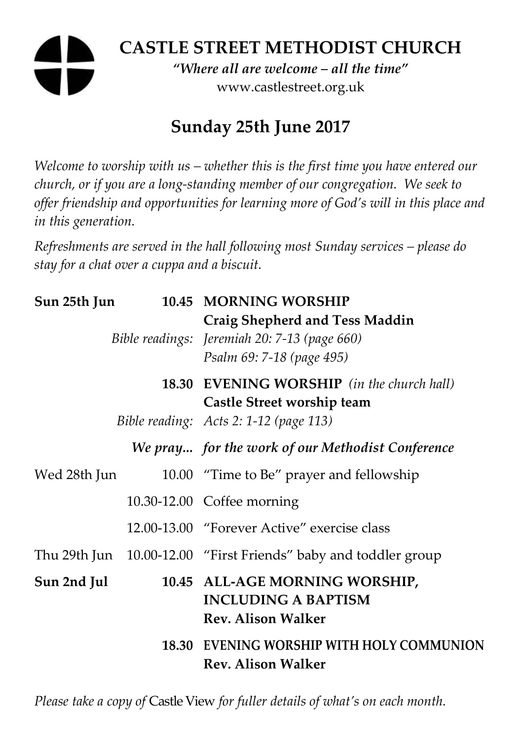# CASTLE STREET METHODIST CHURCH

*"Where all are welcome – all the time"*
www.castlestreet.org.uk

## Sunday 25th June 2017

*Welcome to worship with us – whether this is the first time you have entered our church, or if you are a long-standing member of our congregation. We seek to offer friendship and opportunities for learning more of God's will in this place and in this generation.*

*Refreshments are served in the hall following most Sunday services – please do stay for a chat over a cuppa and a biscuit.*

| | | |
|---|---|---|
| **Sun 25th Jun** | **10.45** | **MORNING WORSHIP** |
| | | **Craig Shepherd and Tess Maddin** |
| | *Bible readings:* | *Jeremiah 20: 7-13 (page 660)* |
| | | *Psalm 69: 7-18 (page 495)* |
| | **18.30** | **EVENING WORSHIP** *(in the church hall)* |
| | | **Castle Street worship team** |
| | *Bible reading:* | *Acts 2: 1-12 (page 113)* |
| | ***We pray...*** | ***for the work of our Methodist Conference*** |
| Wed 28th Jun | 10.00 | "Time to Be" prayer and fellowship |
| | 10.30-12.00 | Coffee morning |
| | 12.00-13.00 | "Forever Active" exercise class |
| Thu 29th Jun | 10.00-12.00 | "First Friends" baby and toddler group |
| **Sun 2nd Jul** | **10.45** | **ALL-AGE MORNING WORSHIP, INCLUDING A BAPTISM** |
| | | **Rev. Alison Walker** |
| | **18.30** | **EVENING WORSHIP WITH HOLY COMMUNION** |
| | | **Rev. Alison Walker** |

*Please take a copy of* Castle View *for fuller details of what's on each month.*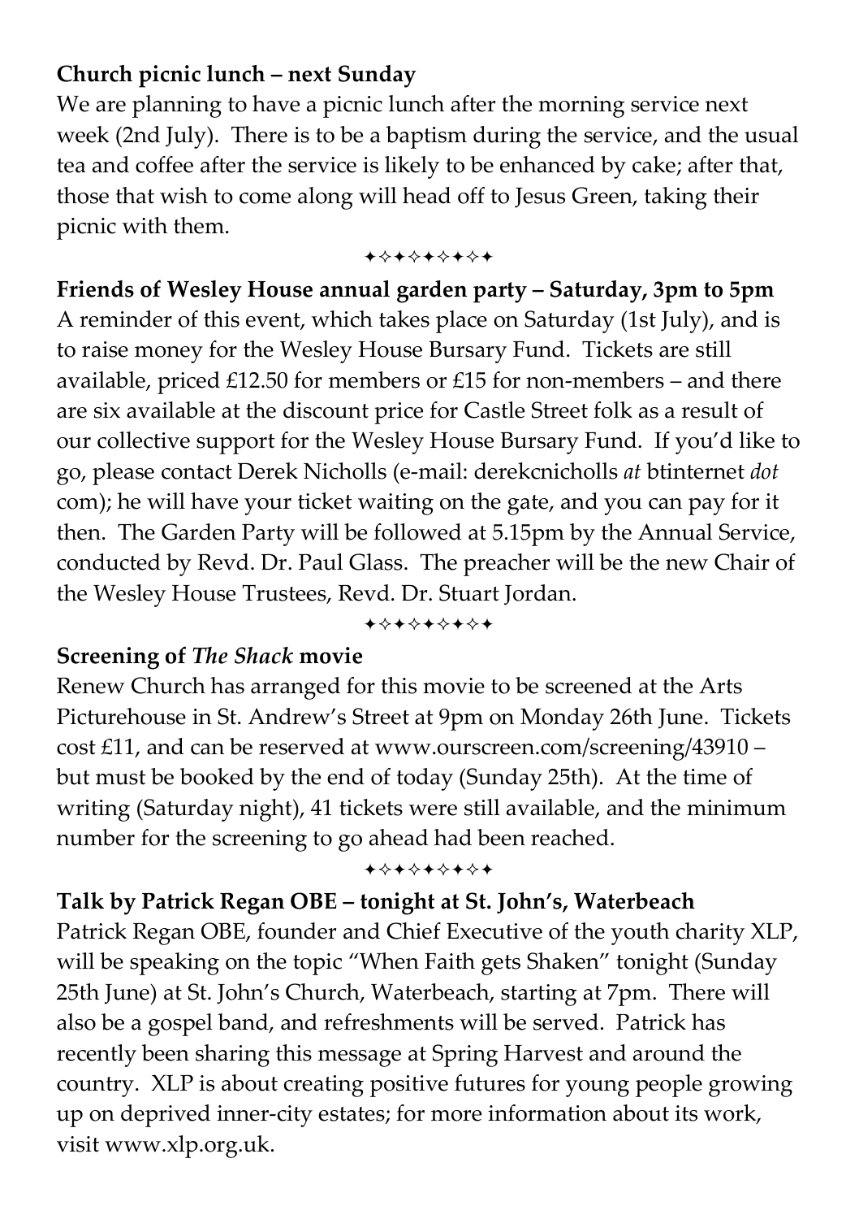**Church picnic lunch – next Sunday**

We are planning to have a picnic lunch after the morning service next week (2nd July). There is to be a baptism during the service, and the usual tea and coffee after the service is likely to be enhanced by cake; after that, those that wish to come along will head off to Jesus Green, taking their picnic with them.

✦✧✦✧✦✧✦✧✦

**Friends of Wesley House annual garden party – Saturday, 3pm to 5pm**

A reminder of this event, which takes place on Saturday (1st July), and is to raise money for the Wesley House Bursary Fund. Tickets are still available, priced £12.50 for members or £15 for non-members – and there are six available at the discount price for Castle Street folk as a result of our collective support for the Wesley House Bursary Fund. If you'd like to go, please contact Derek Nicholls (e-mail: derekcnicholls *at* btinternet *dot* com); he will have your ticket waiting on the gate, and you can pay for it then. The Garden Party will be followed at 5.15pm by the Annual Service, conducted by Revd. Dr. Paul Glass. The preacher will be the new Chair of the Wesley House Trustees, Revd. Dr. Stuart Jordan.

✦✧✦✧✦✧✦✧✦

**Screening of *The Shack* movie**

Renew Church has arranged for this movie to be screened at the Arts Picturehouse in St. Andrew's Street at 9pm on Monday 26th June. Tickets cost £11, and can be reserved at www.ourscreen.com/screening/43910 – but must be booked by the end of today (Sunday 25th). At the time of writing (Saturday night), 41 tickets were still available, and the minimum number for the screening to go ahead had been reached.

✦✧✦✧✦✧✦✧✦

**Talk by Patrick Regan OBE – tonight at St. John's, Waterbeach**

Patrick Regan OBE, founder and Chief Executive of the youth charity XLP, will be speaking on the topic "When Faith gets Shaken" tonight (Sunday 25th June) at St. John's Church, Waterbeach, starting at 7pm. There will also be a gospel band, and refreshments will be served. Patrick has recently been sharing this message at Spring Harvest and around the country. XLP is about creating positive futures for young people growing up on deprived inner-city estates; for more information about its work, visit www.xlp.org.uk.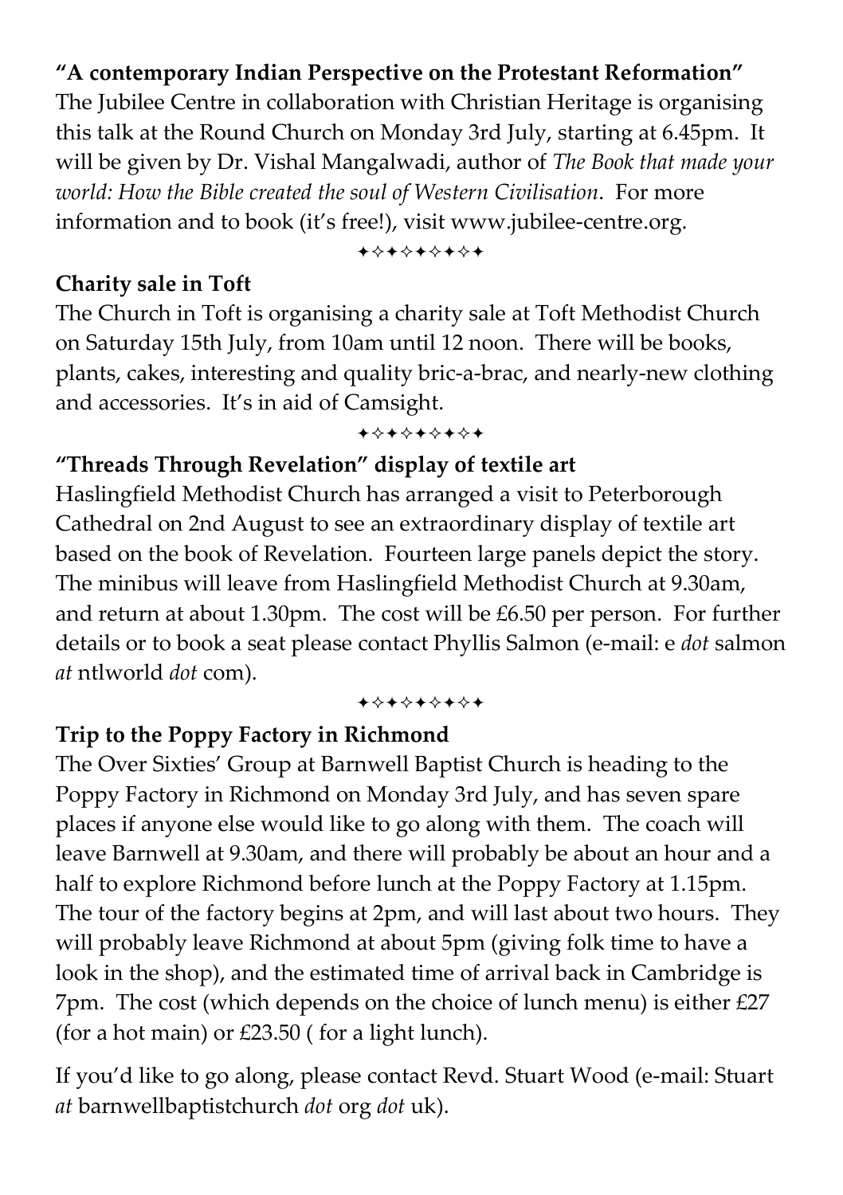**"A contemporary Indian Perspective on the Protestant Reformation"**
The Jubilee Centre in collaboration with Christian Heritage is organising this talk at the Round Church on Monday 3rd July, starting at 6.45pm. It will be given by Dr. Vishal Mangalwadi, author of *The Book that made your world: How the Bible created the soul of Western Civilisation*. For more information and to book (it's free!), visit www.jubilee-centre.org.

✦✧✦✧✦✧✦✧✦

**Charity sale in Toft**
The Church in Toft is organising a charity sale at Toft Methodist Church on Saturday 15th July, from 10am until 12 noon. There will be books, plants, cakes, interesting and quality bric-a-brac, and nearly-new clothing and accessories. It's in aid of Camsight.

✦✧✦✧✦✧✦✧✦

**"Threads Through Revelation" display of textile art**
Haslingfield Methodist Church has arranged a visit to Peterborough Cathedral on 2nd August to see an extraordinary display of textile art based on the book of Revelation. Fourteen large panels depict the story. The minibus will leave from Haslingfield Methodist Church at 9.30am, and return at about 1.30pm. The cost will be £6.50 per person. For further details or to book a seat please contact Phyllis Salmon (e-mail: e *dot* salmon *at* ntlworld *dot* com).

✦✧✦✧✦✧✦✧✦

**Trip to the Poppy Factory in Richmond**
The Over Sixties' Group at Barnwell Baptist Church is heading to the Poppy Factory in Richmond on Monday 3rd July, and has seven spare places if anyone else would like to go along with them. The coach will leave Barnwell at 9.30am, and there will probably be about an hour and a half to explore Richmond before lunch at the Poppy Factory at 1.15pm. The tour of the factory begins at 2pm, and will last about two hours. They will probably leave Richmond at about 5pm (giving folk time to have a look in the shop), and the estimated time of arrival back in Cambridge is 7pm. The cost (which depends on the choice of lunch menu) is either £27 (for a hot main) or £23.50 ( for a light lunch).

If you'd like to go along, please contact Revd. Stuart Wood (e-mail: Stuart *at* barnwellbaptistchurch *dot* org *dot* uk).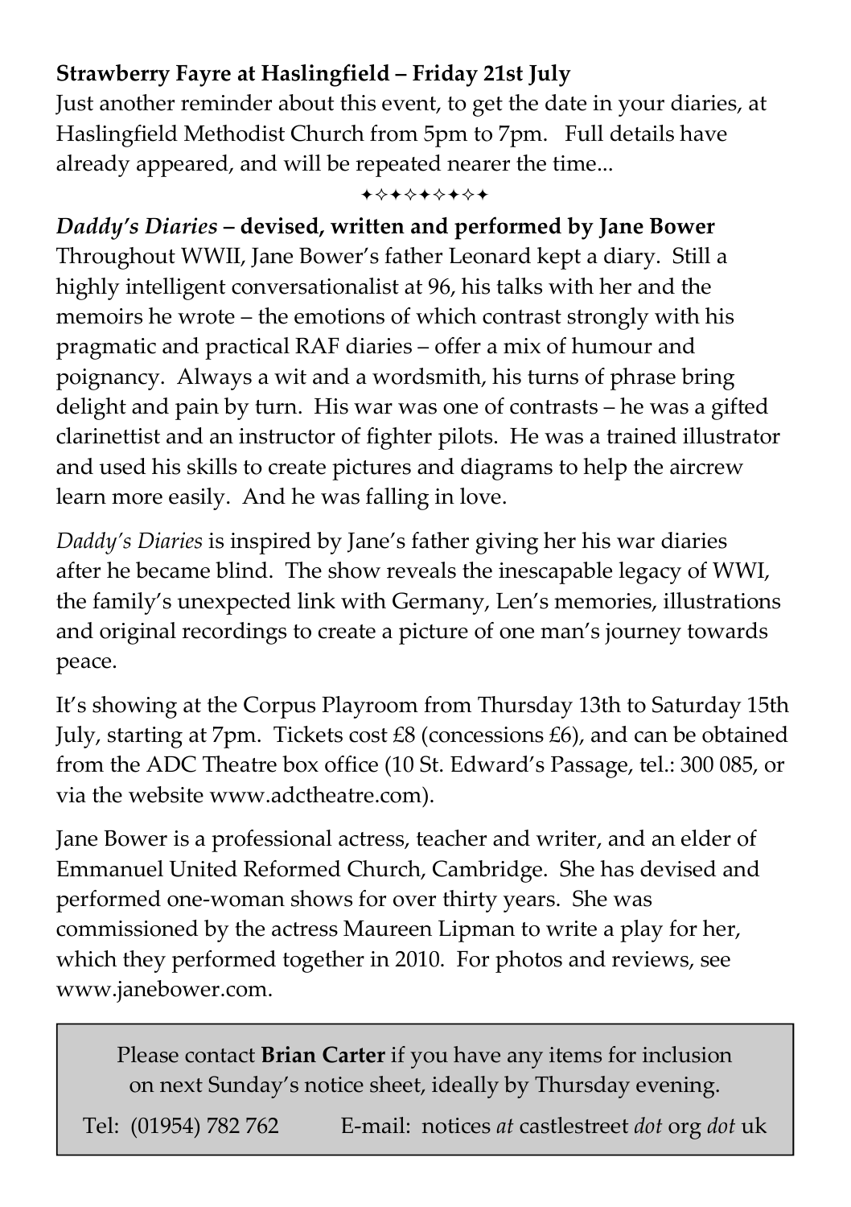**Strawberry Fayre at Haslingfield – Friday 21st July**

Just another reminder about this event, to get the date in your diaries, at Haslingfield Methodist Church from 5pm to 7pm. Full details have already appeared, and will be repeated nearer the time...

✦✧✦✧✦✧✦✧✦

***Daddy's Diaries*** **– devised, written and performed by Jane Bower**

Throughout WWII, Jane Bower's father Leonard kept a diary. Still a highly intelligent conversationalist at 96, his talks with her and the memoirs he wrote – the emotions of which contrast strongly with his pragmatic and practical RAF diaries – offer a mix of humour and poignancy. Always a wit and a wordsmith, his turns of phrase bring delight and pain by turn. His war was one of contrasts – he was a gifted clarinettist and an instructor of fighter pilots. He was a trained illustrator and used his skills to create pictures and diagrams to help the aircrew learn more easily. And he was falling in love.

*Daddy's Diaries* is inspired by Jane's father giving her his war diaries after he became blind. The show reveals the inescapable legacy of WWI, the family's unexpected link with Germany, Len's memories, illustrations and original recordings to create a picture of one man's journey towards peace.

It's showing at the Corpus Playroom from Thursday 13th to Saturday 15th July, starting at 7pm. Tickets cost £8 (concessions £6), and can be obtained from the ADC Theatre box office (10 St. Edward's Passage, tel.: 300 085, or via the website www.adctheatre.com).

Jane Bower is a professional actress, teacher and writer, and an elder of Emmanuel United Reformed Church, Cambridge. She has devised and performed one-woman shows for over thirty years. She was commissioned by the actress Maureen Lipman to write a play for her, which they performed together in 2010. For photos and reviews, see www.janebower.com.

Please contact **Brian Carter** if you have any items for inclusion on next Sunday's notice sheet, ideally by Thursday evening.

Tel: (01954) 782 762 E-mail: notices *at* castlestreet *dot* org *dot* uk